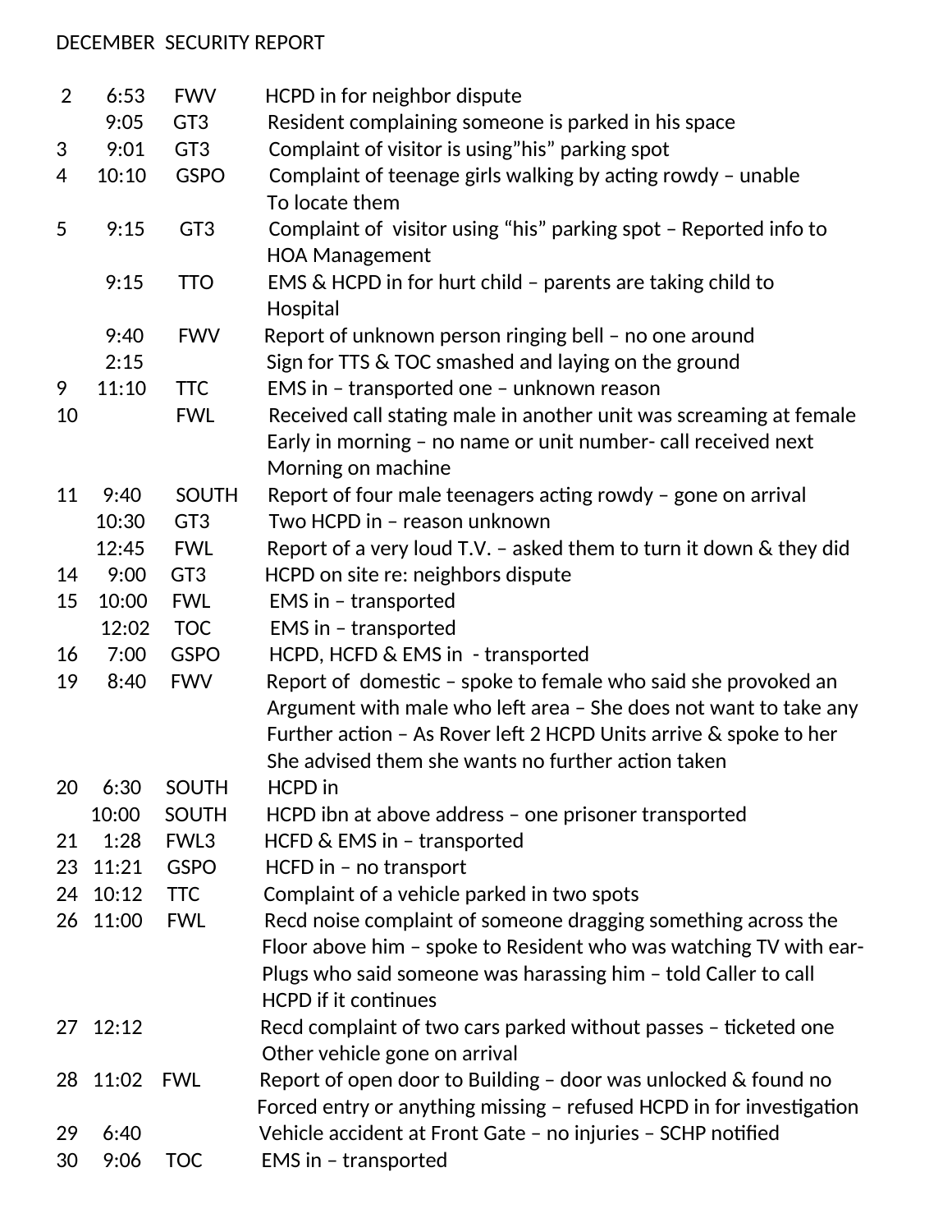DECEMBER SECURITY REPORT

| Date | Time | Location | Description |
|---|---|---|---|
| 2 | 6:53 | FWV | HCPD in for neighbor dispute |
| | 9:05 | GT3 | Resident complaining someone is parked in his space |
| 3 | 9:01 | GT3 | Complaint of visitor is using”his” parking spot |
| 4 | 10:10 | GSPO | Complaint of teenage girls walking by acting rowdy – unable To locate them |
| 5 | 9:15 | GT3 | Complaint of visitor using “his” parking spot – Reported info to HOA Management |
| | 9:15 | TTO | EMS & HCPD in for hurt child – parents are taking child to Hospital |
| | 9:40 | FWV | Report of unknown person ringing bell – no one around |
| | 2:15 | | Sign for TTS & TOC smashed and laying on the ground |
| 9 | 11:10 | TTC | EMS in – transported one – unknown reason |
| 10 | | FWL | Received call stating male in another unit was screaming at female Early in morning – no name or unit number- call received next Morning on machine |
| 11 | 9:40 | SOUTH | Report of four male teenagers acting rowdy – gone on arrival |
| | 10:30 | GT3 | Two HCPD in – reason unknown |
| | 12:45 | FWL | Report of a very loud T.V. – asked them to turn it down & they did |
| 14 | 9:00 | GT3 | HCPD on site re: neighbors dispute |
| 15 | 10:00 | FWL | EMS in – transported |
| | 12:02 | TOC | EMS in – transported |
| 16 | 7:00 | GSPO | HCPD, HCFD & EMS in - transported |
| 19 | 8:40 | FWV | Report of domestic – spoke to female who said she provoked an Argument with male who left area – She does not want to take any Further action – As Rover left 2 HCPD Units arrive & spoke to her She advised them she wants no further action taken |
| 20 | 6:30 | SOUTH | HCPD in |
| | 10:00 | SOUTH | HCPD ibn at above address – one prisoner transported |
| 21 | 1:28 | FWL3 | HCFD & EMS in – transported |
| 23 | 11:21 | GSPO | HCFD in – no transport |
| 24 | 10:12 | TTC | Complaint of a vehicle parked in two spots |
| 26 | 11:00 | FWL | Recd noise complaint of someone dragging something across the Floor above him – spoke to Resident who was watching TV with ear-Plugs who said someone was harassing him – told Caller to call HCPD if it continues |
| 27 | 12:12 | | Recd complaint of two cars parked without passes – ticketed one Other vehicle gone on arrival |
| 28 | 11:02 | FWL | Report of open door to Building – door was unlocked & found no Forced entry or anything missing – refused HCPD in for investigation |
| 29 | 6:40 | | Vehicle accident at Front Gate – no injuries – SCHP notified |
| 30 | 9:06 | TOC | EMS in – transported |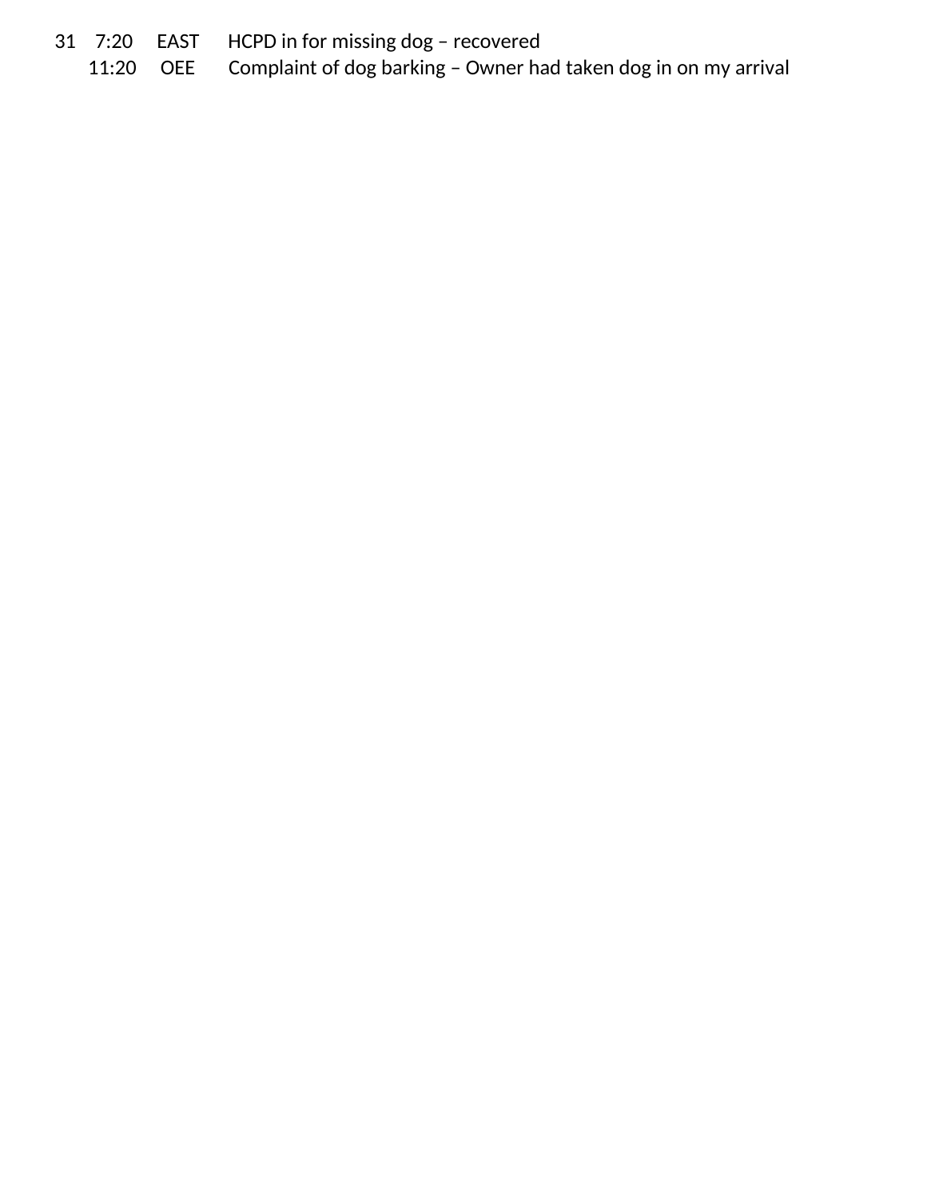| | | | |
|---|---|---|---|
| 31 | 7:20 | EAST | HCPD in for missing dog – recovered |
| | 11:20 | OEE | Complaint of dog barking – Owner had taken dog in on my arrival |